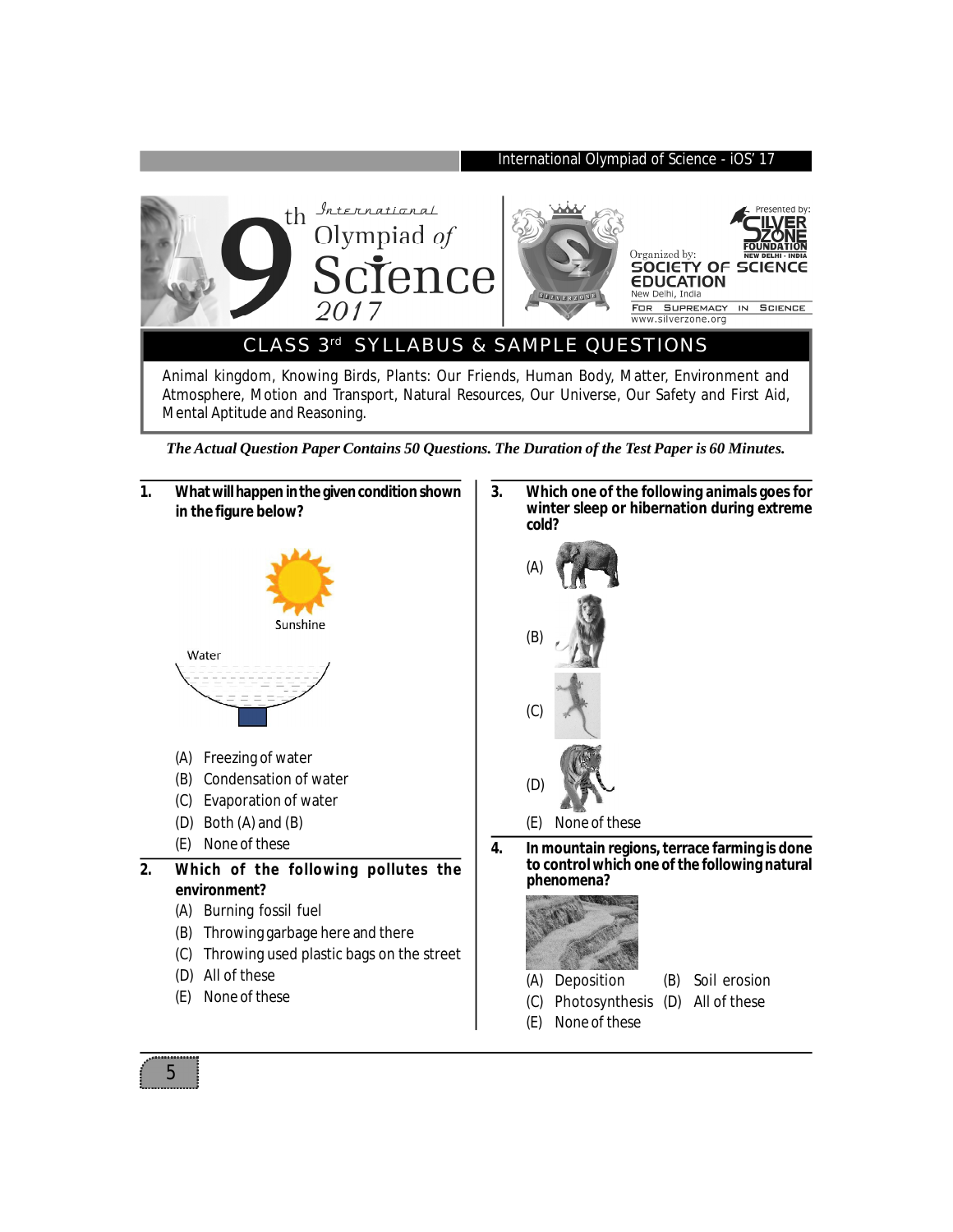# 9th International Olympiad of Science 2017

Organized by: SOCIETY OF SCIENCE EDUCATION, New Delhi, India

Presented by: SILVER ZONE FOUNDATION, NEW DELHI - INDIA

FOR SUPREMACY IN SCIENCE

www.silverzone.org

## CLASS 3rd SYLLABUS & SAMPLE QUESTIONS

Animal kingdom, Knowing Birds, Plants: Our Friends, Human Body, Matter, Environment and Atmosphere, Motion and Transport, Natural Resources, Our Universe, Our Safety and First Aid, Mental Aptitude and Reasoning.

***The Actual Question Paper Contains 50 Questions. The Duration of the Test Paper is 60 Minutes.***

**1. What will happen in the given condition shown in the figure below?**

Sunshine

Water

(A) Freezing of water
(B) Condensation of water
(C) Evaporation of water
(D) Both (A) and (B)
(E) None of these

**2. Which of the following pollutes the environment?**

(A) Burning fossil fuel
(B) Throwing garbage here and there
(C) Throwing used plastic bags on the street
(D) All of these
(E) None of these

**3. Which one of the following animals goes for winter sleep or hibernation during extreme cold?**

(A)
(B)
(C)
(D)
(E) None of these

**4. In mountain regions, terrace farming is done to control which one of the following natural phenomena?**

(A) Deposition
(B) Soil erosion
(C) Photosynthesis
(D) All of these
(E) None of these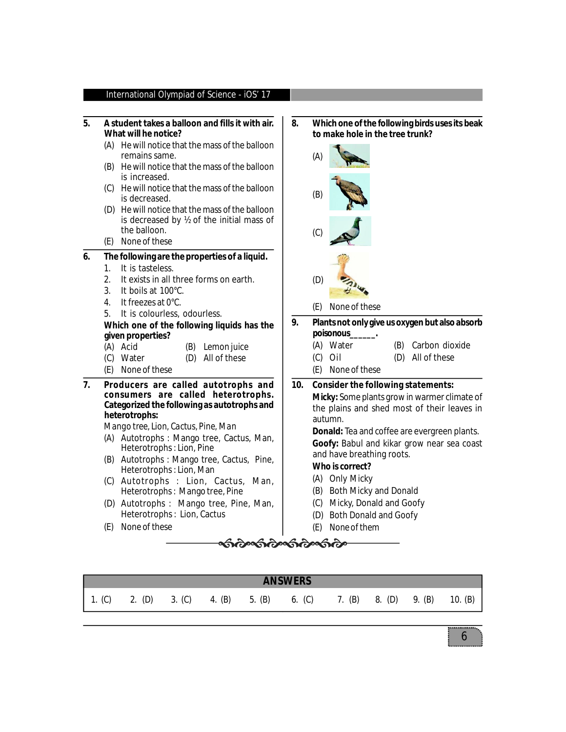**5. A student takes a balloon and fills it with air. What will he notice?**

(A) He will notice that the mass of the balloon remains same.

(B) He will notice that the mass of the balloon is increased.

(C) He will notice that the mass of the balloon is decreased.

(D) He will notice that the mass of the balloon is decreased by ½ of the initial mass of the balloon.

(E) None of these

**6. The following are the properties of a liquid.**

1. It is tasteless.
2. It exists in all three forms on earth.
3. It boils at 100°C.
4. It freezes at 0°C.
5. It is colourless, odourless.

**Which one of the following liquids has the given properties?**

(A) Acid (B) Lemon juice

(C) Water (D) All of these

(E) None of these

**7. Producers are called autotrophs and consumers are called heterotrophs. Categorized the following as autotrophs and heterotrophs:**

Mango tree, Lion, Cactus, Pine, Man

(A) Autotrophs : Mango tree, Cactus, Man, Heterotrophs : Lion, Pine

(B) Autotrophs : Mango tree, Cactus, Pine, Heterotrophs : Lion, Man

(C) Autotrophs : Lion, Cactus, Man, Heterotrophs : Mango tree, Pine

(D) Autotrophs : Mango tree, Pine, Man, Heterotrophs : Lion, Cactus

(E) None of these

**8. Which one of the following birds uses its beak to make hole in the tree trunk?**

(A)

(B)

(C)

(D)

(E) None of these

**9. Plants not only give us oxygen but also absorb poisonous______.**

(A) Water (B) Carbon dioxide

(C) Oil (D) All of these

(E) None of these

**10. Consider the following statements:**

**Micky:** Some plants grow in warmer climate of the plains and shed most of their leaves in autumn.

**Donald:** Tea and coffee are evergreen plants.

**Goofy:** Babul and kikar grow near sea coast and have breathing roots.

**Who is correct?**

(A) Only Micky

(B) Both Micky and Donald

(C) Micky, Donald and Goofy

(D) Both Donald and Goofy

(E) None of them

## ANSWERS

| | | | | | | | | | |
|---|---|---|---|---|---|---|---|---|---|
| 1. (C) | 2. (D) | 3. (C) | 4. (B) | 5. (B) | 6. (C) | 7. (B) | 8. (D) | 9. (B) | 10. (B) |